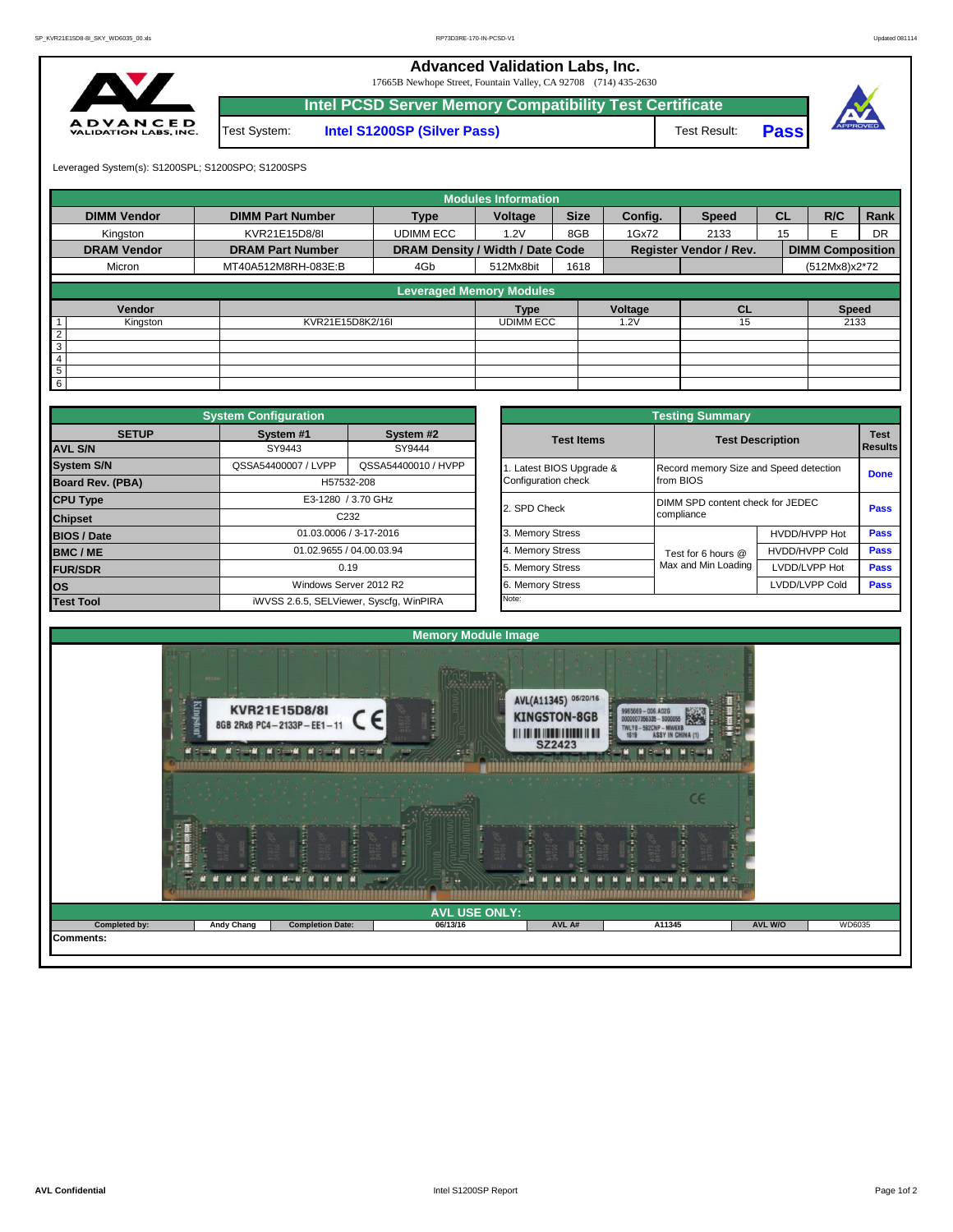# Advanced Validation Labs, Inc.

17665B Newhope Street, Fountain Valley, CA 92708 (714) 435-2630

## Intel PCSD Server Memory Compatibility Test Certificate

| Test System: | Intel S1200SP (Silver Pass) | Test Result: | Pass |
|---|---|---|---|

Leveraged System(s): S1200SPL; S1200SPO; S1200SPS

### Modules Information

| DIMM Vendor | DIMM Part Number | Type | Voltage | Size | Config. | Speed | CL | R/C | Rank |
|---|---|---|---|---|---|---|---|---|---|
| Kingston | KVR21E15D8/8I | UDIMM ECC | 1.2V | 8GB | 1Gx72 | 2133 | 15 | E | DR |
| **DRAM Vendor** | **DRAM Part Number** | **DRAM Density / Width / Date Code** | | | **Register Vendor / Rev.** | | **DIMM Composition** | | |
| Micron | MT40A512M8RH-083E:B | 4Gb | 512Mx8bit | 1618 | | | (512Mx8)x2*72 | | |

### Leveraged Memory Modules

| | Vendor | | Type | Voltage | CL | Speed |
|---|---|---|---|---|---|---|
| 1 | Kingston | KVR21E15D8K2/16I | UDIMM ECC | 1.2V | 15 | 2133 |
| 2 | | | | | | |
| 3 | | | | | | |
| 4 | | | | | | |
| 5 | | | | | | |
| 6 | | | | | | |

### System Configuration

| SETUP | System #1 | System #2 |
|---|---|---|
| AVL S/N | SY9443 | SY9444 |
| System S/N | QSSA54400007 / LVPP | QSSA54400010 / HVPP |
| Board Rev. (PBA) | H57532-208 | |
| CPU Type | E3-1280 / 3.70 GHz | |
| Chipset | C232 | |
| BIOS / Date | 01.03.0006 / 3-17-2016 | |
| BMC / ME | 01.02.9655 / 04.00.03.94 | |
| FUR/SDR | 0.19 | |
| OS | Windows Server 2012 R2 | |
| Test Tool | iWVSS 2.6.5, SELViewer, Syscfg, WinPIRA | |

### Testing Summary

| Test Items | Test Description | | Test Results |
|---|---|---|---|
| 1. Latest BIOS Upgrade & Configuration check | Record memory Size and Speed detection from BIOS | | Done |
| 2. SPD Check | DIMM SPD content check for JEDEC compliance | | Pass |
| 3. Memory Stress | Test for 6 hours @ Max and Min Loading | HVDD/HVPP Hot | Pass |
| 4. Memory Stress | | HVDD/HVPP Cold | Pass |
| 5. Memory Stress | | LVDD/LVPP Hot | Pass |
| 6. Memory Stress | | LVDD/LVPP Cold | Pass |
| Note: | | | |

### Memory Module Image

### AVL USE ONLY:

| Completed by: | Andy Chang | Completion Date: | 06/13/16 | AVL A# | A11345 | AVL W/O | WD6035 |
|---|---|---|---|---|---|---|---|

Comments: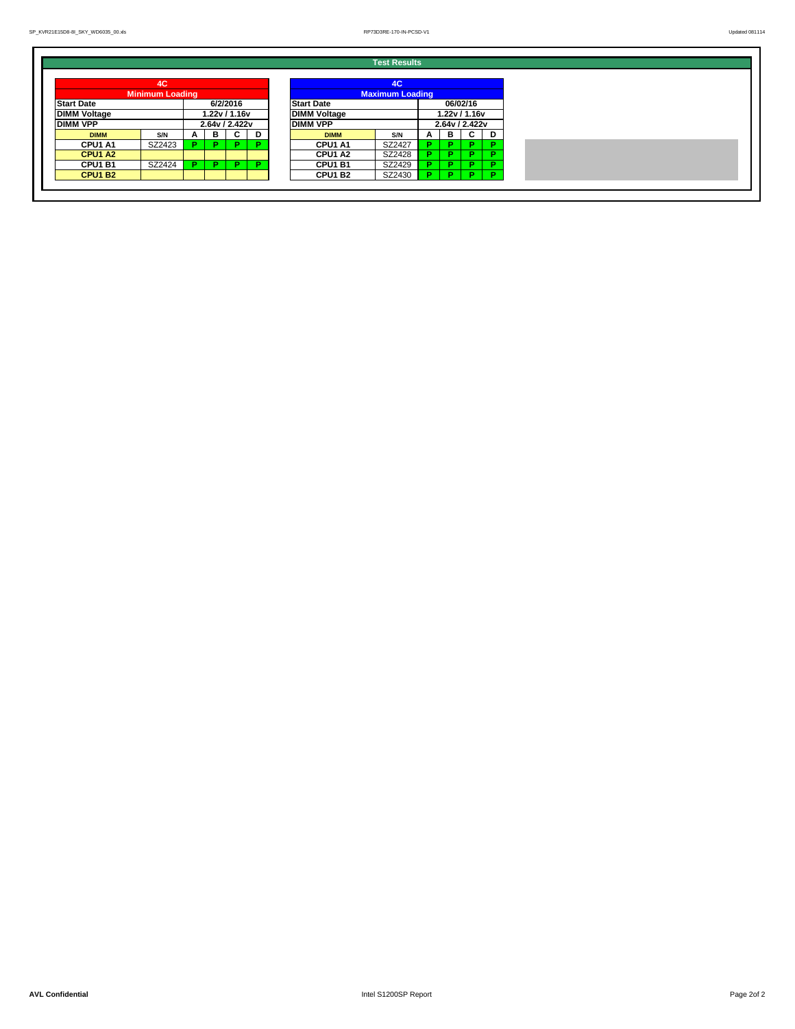## Test Results

| 4C Minimum Loading | | | | | |
|---|---|---|---|---|---|
| **Start Date** | | 6/2/2016 | | | |
| **DIMM Voltage** | | 1.22v / 1.16v | | | |
| **DIMM VPP** | | 2.64v / 2.422v | | | |
| **DIMM** | **S/N** | **A** | **B** | **C** | **D** |
| **CPU1 A1** | SZ2423 | P | P | P | P |
| **CPU1 A2** | | | | | |
| **CPU1 B1** | SZ2424 | P | P | P | P |
| **CPU1 B2** | | | | | |

| 4C Maximum Loading | | | | | |
|---|---|---|---|---|---|
| **Start Date** | | 06/02/16 | | | |
| **DIMM Voltage** | | 1.22v / 1.16v | | | |
| **DIMM VPP** | | 2.64v / 2.422v | | | |
| **DIMM** | **S/N** | **A** | **B** | **C** | **D** |
| **CPU1 A1** | SZ2427 | P | P | P | P |
| **CPU1 A2** | SZ2428 | P | P | P | P |
| **CPU1 B1** | SZ2429 | P | P | P | P |
| **CPU1 B2** | SZ2430 | P | P | P | P |